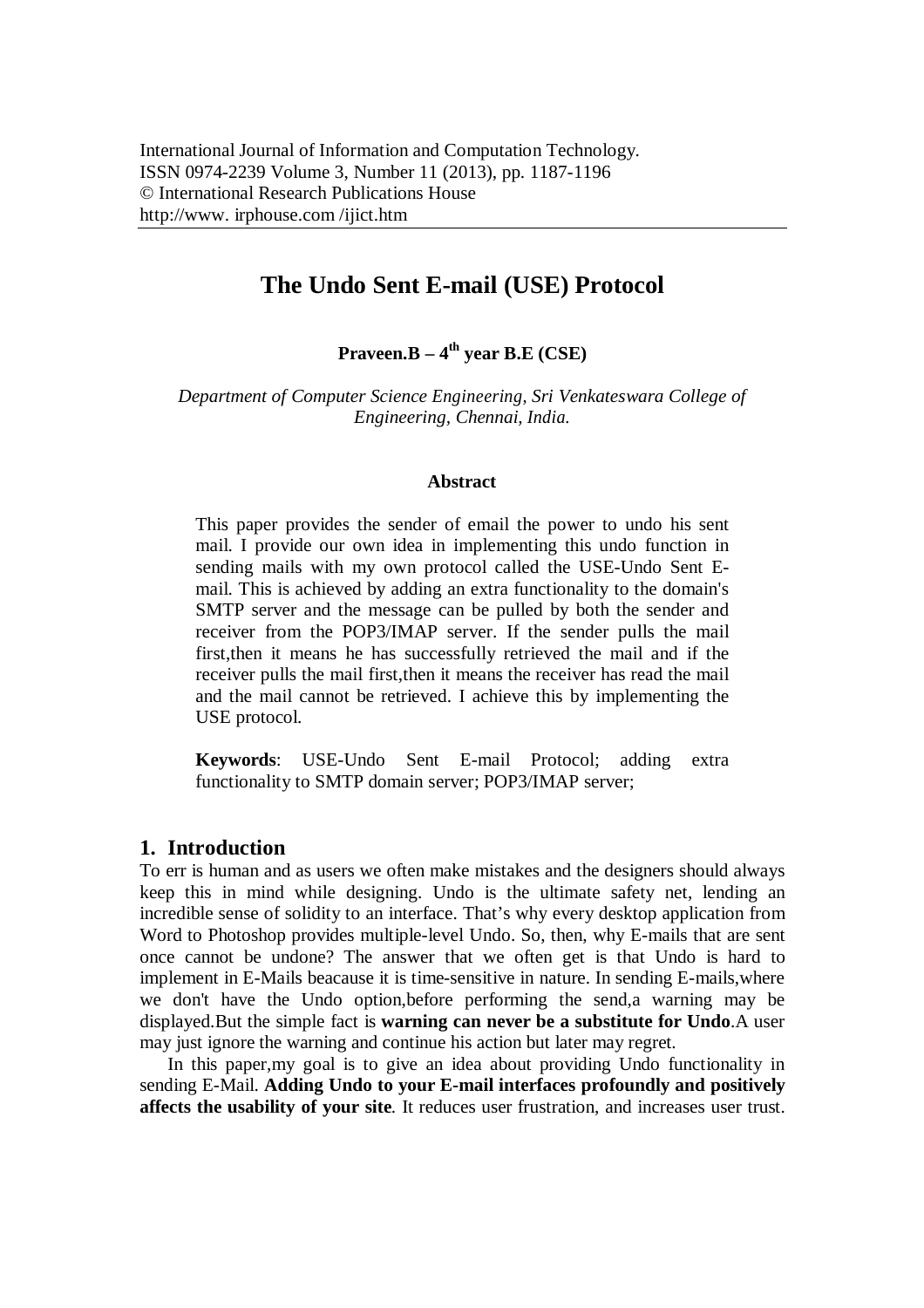International Journal of Information and Computation Technology.
ISSN 0974-2239 Volume 3, Number 11 (2013), pp. 1187-1196
© International Research Publications House
http://www. irphouse.com /ijict.htm

# The Undo Sent E-mail (USE) Protocol

**Praveen.B – 4th year B.E (CSE)**

*Department of Computer Science Engineering, Sri Venkateswara College of Engineering, Chennai, India.*

### Abstract

This paper provides the sender of email the power to undo his sent mail. I provide our own idea in implementing this undo function in sending mails with my own protocol called the USE-Undo Sent E-mail. This is achieved by adding an extra functionality to the domain's SMTP server and the message can be pulled by both the sender and receiver from the POP3/IMAP server. If the sender pulls the mail first,then it means he has successfully retrieved the mail and if the receiver pulls the mail first,then it means the receiver has read the mail and the mail cannot be retrieved. I achieve this by implementing the USE protocol.

**Keywords**: USE-Undo Sent E-mail Protocol; adding extra functionality to SMTP domain server; POP3/IMAP server;

## 1. Introduction

To err is human and as users we often make mistakes and the designers should always keep this in mind while designing. Undo is the ultimate safety net, lending an incredible sense of solidity to an interface. That's why every desktop application from Word to Photoshop provides multiple-level Undo. So, then, why E-mails that are sent once cannot be undone? The answer that we often get is that Undo is hard to implement in E-Mails beacause it is time-sensitive in nature. In sending E-mails,where we don't have the Undo option,before performing the send,a warning may be displayed.But the simple fact is **warning can never be a substitute for Undo**.A user may just ignore the warning and continue his action but later may regret.

In this paper,my goal is to give an idea about providing Undo functionality in sending E-Mail. **Adding Undo to your E-mail interfaces profoundly and positively affects the usability of your site**. It reduces user frustration, and increases user trust.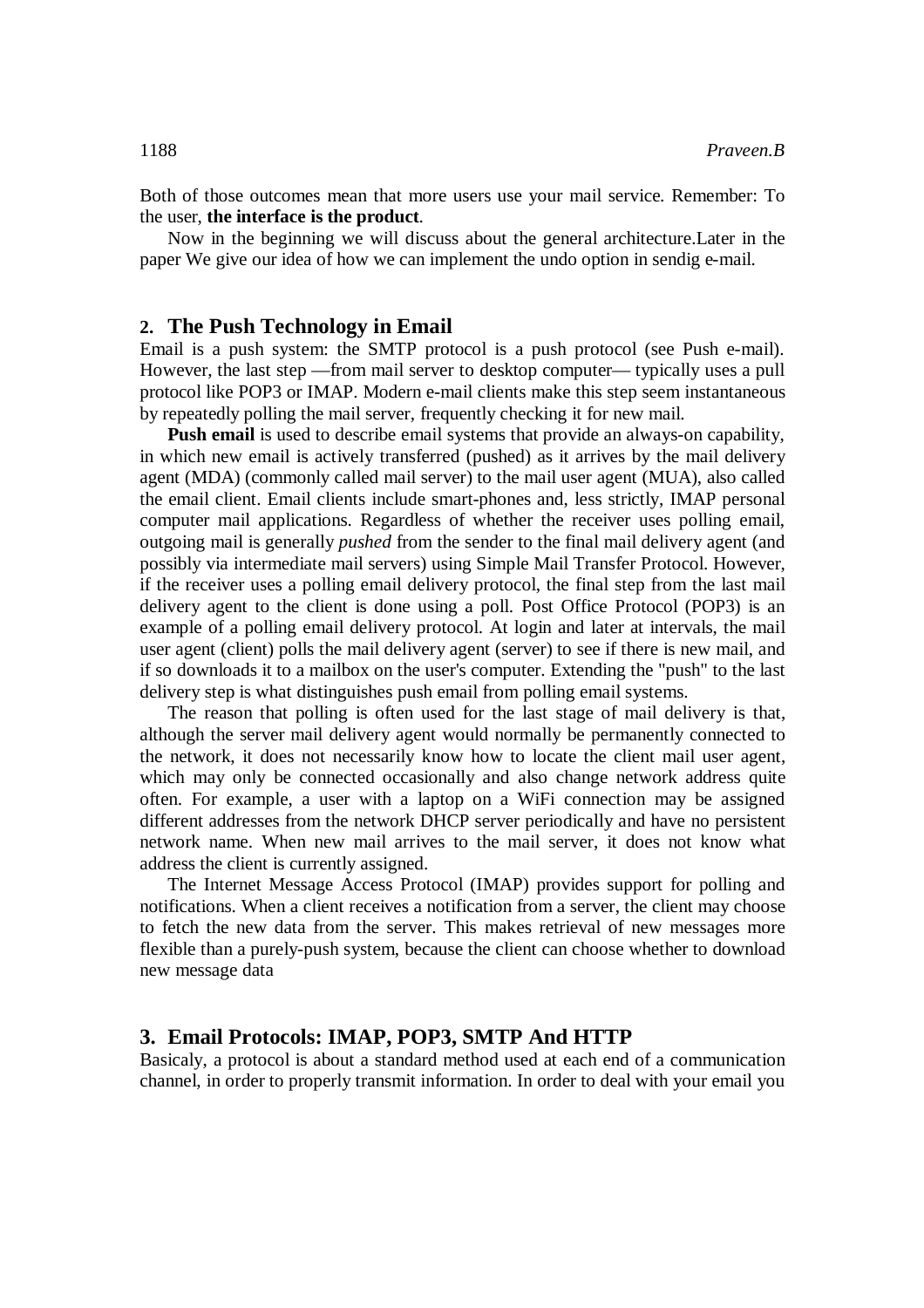Both of those outcomes mean that more users use your mail service. Remember: To the user, **the interface is the product**.

Now in the beginning we will discuss about the general architecture.Later in the paper We give our idea of how we can implement the undo option in sendig e-mail.

## 2. The Push Technology in Email

Email is a push system: the SMTP protocol is a push protocol (see Push e-mail). However, the last step —from mail server to desktop computer— typically uses a pull protocol like POP3 or IMAP. Modern e-mail clients make this step seem instantaneous by repeatedly polling the mail server, frequently checking it for new mail.

**Push email** is used to describe email systems that provide an always-on capability, in which new email is actively transferred (pushed) as it arrives by the mail delivery agent (MDA) (commonly called mail server) to the mail user agent (MUA), also called the email client. Email clients include smart-phones and, less strictly, IMAP personal computer mail applications. Regardless of whether the receiver uses polling email, outgoing mail is generally *pushed* from the sender to the final mail delivery agent (and possibly via intermediate mail servers) using Simple Mail Transfer Protocol. However, if the receiver uses a polling email delivery protocol, the final step from the last mail delivery agent to the client is done using a poll. Post Office Protocol (POP3) is an example of a polling email delivery protocol. At login and later at intervals, the mail user agent (client) polls the mail delivery agent (server) to see if there is new mail, and if so downloads it to a mailbox on the user's computer. Extending the "push" to the last delivery step is what distinguishes push email from polling email systems.

The reason that polling is often used for the last stage of mail delivery is that, although the server mail delivery agent would normally be permanently connected to the network, it does not necessarily know how to locate the client mail user agent, which may only be connected occasionally and also change network address quite often. For example, a user with a laptop on a WiFi connection may be assigned different addresses from the network DHCP server periodically and have no persistent network name. When new mail arrives to the mail server, it does not know what address the client is currently assigned.

The Internet Message Access Protocol (IMAP) provides support for polling and notifications. When a client receives a notification from a server, the client may choose to fetch the new data from the server. This makes retrieval of new messages more flexible than a purely-push system, because the client can choose whether to download new message data

## 3. Email Protocols: IMAP, POP3, SMTP And HTTP

Basicaly, a protocol is about a standard method used at each end of a communication channel, in order to properly transmit information. In order to deal with your email you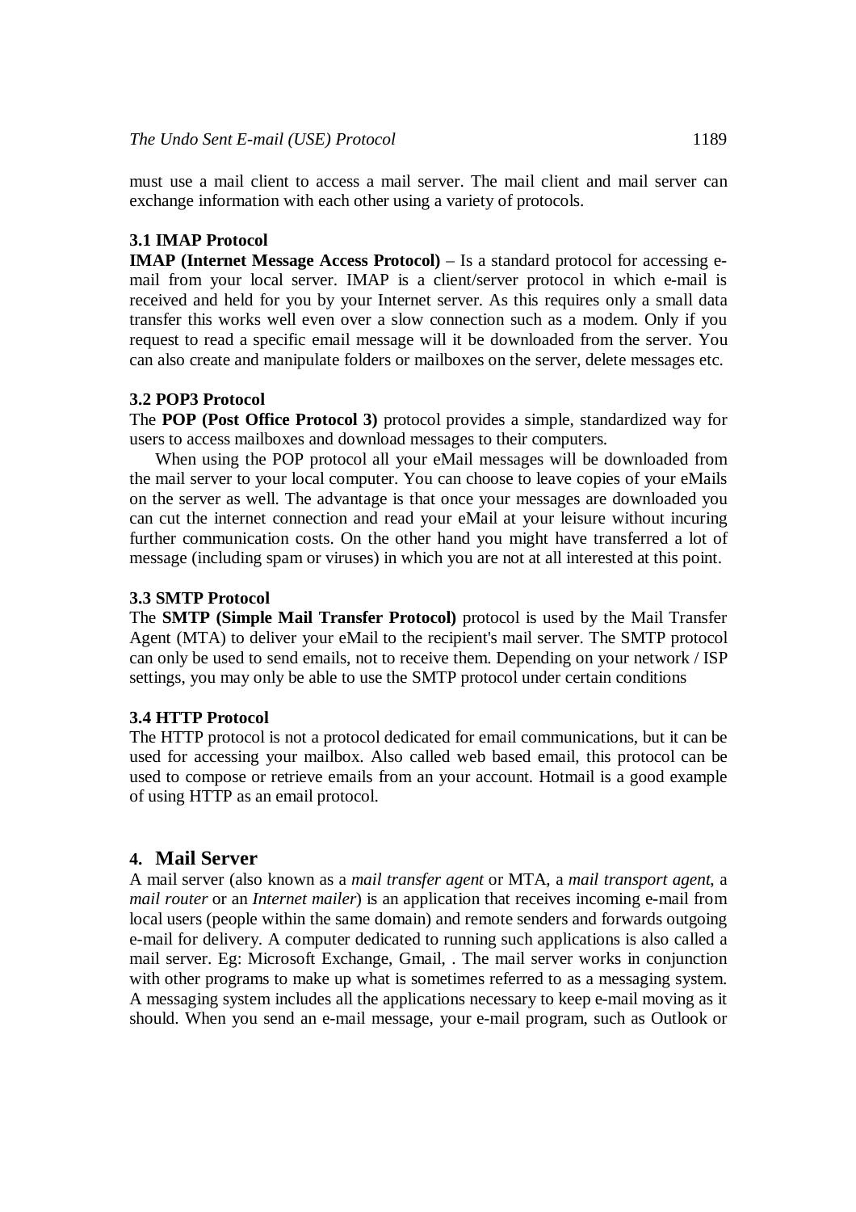must use a mail client to access a mail server. The mail client and mail server can exchange information with each other using a variety of protocols.

### 3.1 IMAP Protocol

**IMAP (Internet Message Access Protocol)** – Is a standard protocol for accessing e-mail from your local server. IMAP is a client/server protocol in which e-mail is received and held for you by your Internet server. As this requires only a small data transfer this works well even over a slow connection such as a modem. Only if you request to read a specific email message will it be downloaded from the server. You can also create and manipulate folders or mailboxes on the server, delete messages etc.

### 3.2 POP3 Protocol

The **POP (Post Office Protocol 3)** protocol provides a simple, standardized way for users to access mailboxes and download messages to their computers.

When using the POP protocol all your eMail messages will be downloaded from the mail server to your local computer. You can choose to leave copies of your eMails on the server as well. The advantage is that once your messages are downloaded you can cut the internet connection and read your eMail at your leisure without incuring further communication costs. On the other hand you might have transferred a lot of message (including spam or viruses) in which you are not at all interested at this point.

### 3.3 SMTP Protocol

The **SMTP (Simple Mail Transfer Protocol)** protocol is used by the Mail Transfer Agent (MTA) to deliver your eMail to the recipient's mail server. The SMTP protocol can only be used to send emails, not to receive them. Depending on your network / ISP settings, you may only be able to use the SMTP protocol under certain conditions

### 3.4 HTTP Protocol

The HTTP protocol is not a protocol dedicated for email communications, but it can be used for accessing your mailbox. Also called web based email, this protocol can be used to compose or retrieve emails from an your account. Hotmail is a good example of using HTTP as an email protocol.

## 4. Mail Server

A mail server (also known as a *mail transfer agent* or MTA, a *mail transport agent*, a *mail router* or an *Internet mailer*) is an application that receives incoming e-mail from local users (people within the same domain) and remote senders and forwards outgoing e-mail for delivery. A computer dedicated to running such applications is also called a mail server. Eg: Microsoft Exchange, Gmail, . The mail server works in conjunction with other programs to make up what is sometimes referred to as a messaging system. A messaging system includes all the applications necessary to keep e-mail moving as it should. When you send an e-mail message, your e-mail program, such as Outlook or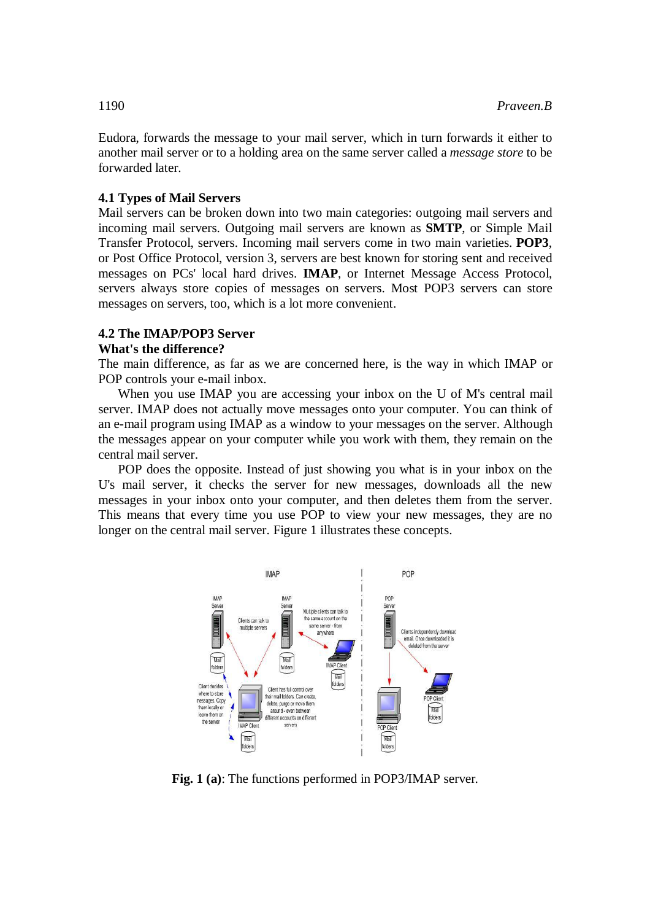Eudora, forwards the message to your mail server, which in turn forwards it either to another mail server or to a holding area on the same server called a *message store* to be forwarded later.

### 4.1 Types of Mail Servers

Mail servers can be broken down into two main categories: outgoing mail servers and incoming mail servers. Outgoing mail servers are known as **SMTP**, or Simple Mail Transfer Protocol, servers. Incoming mail servers come in two main varieties. **POP3**, or Post Office Protocol, version 3, servers are best known for storing sent and received messages on PCs' local hard drives. **IMAP**, or Internet Message Access Protocol, servers always store copies of messages on servers. Most POP3 servers can store messages on servers, too, which is a lot more convenient.

### 4.2 The IMAP/POP3 Server

**What's the difference?**

The main difference, as far as we are concerned here, is the way in which IMAP or POP controls your e-mail inbox.

When you use IMAP you are accessing your inbox on the U of M's central mail server. IMAP does not actually move messages onto your computer. You can think of an e-mail program using IMAP as a window to your messages on the server. Although the messages appear on your computer while you work with them, they remain on the central mail server.

POP does the opposite. Instead of just showing you what is in your inbox on the U's mail server, it checks the server for new messages, downloads all the new messages in your inbox onto your computer, and then deletes them from the server. This means that every time you use POP to view your new messages, they are no longer on the central mail server. Figure 1 illustrates these concepts.

**Fig. 1 (a)**: The functions performed in POP3/IMAP server.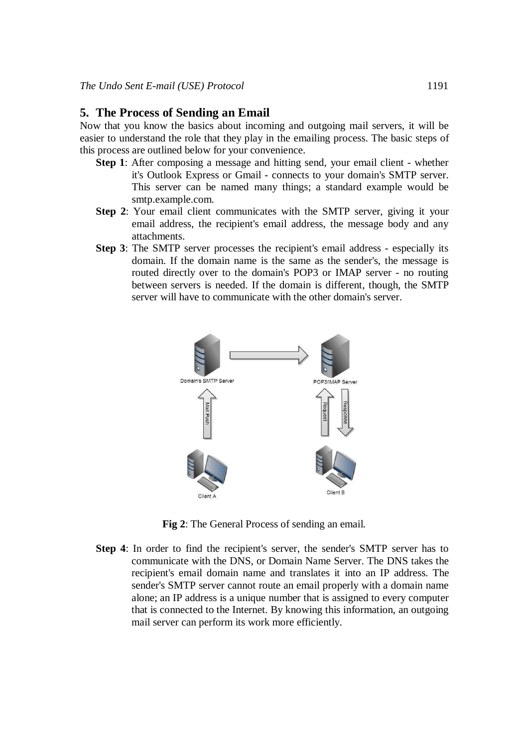## 5. The Process of Sending an Email

Now that you know the basics about incoming and outgoing mail servers, it will be easier to understand the role that they play in the emailing process. The basic steps of this process are outlined below for your convenience.

- **Step 1**: After composing a message and hitting send, your email client - whether it's Outlook Express or Gmail - connects to your domain's SMTP server. This server can be named many things; a standard example would be smtp.example.com.
- **Step 2**: Your email client communicates with the SMTP server, giving it your email address, the recipient's email address, the message body and any attachments.
- **Step 3**: The SMTP server processes the recipient's email address - especially its domain. If the domain name is the same as the sender's, the message is routed directly over to the domain's POP3 or IMAP server - no routing between servers is needed. If the domain is different, though, the SMTP server will have to communicate with the other domain's server.

**Fig 2**: The General Process of sending an email.

- **Step 4**: In order to find the recipient's server, the sender's SMTP server has to communicate with the DNS, or Domain Name Server. The DNS takes the recipient's email domain name and translates it into an IP address. The sender's SMTP server cannot route an email properly with a domain name alone; an IP address is a unique number that is assigned to every computer that is connected to the Internet. By knowing this information, an outgoing mail server can perform its work more efficiently.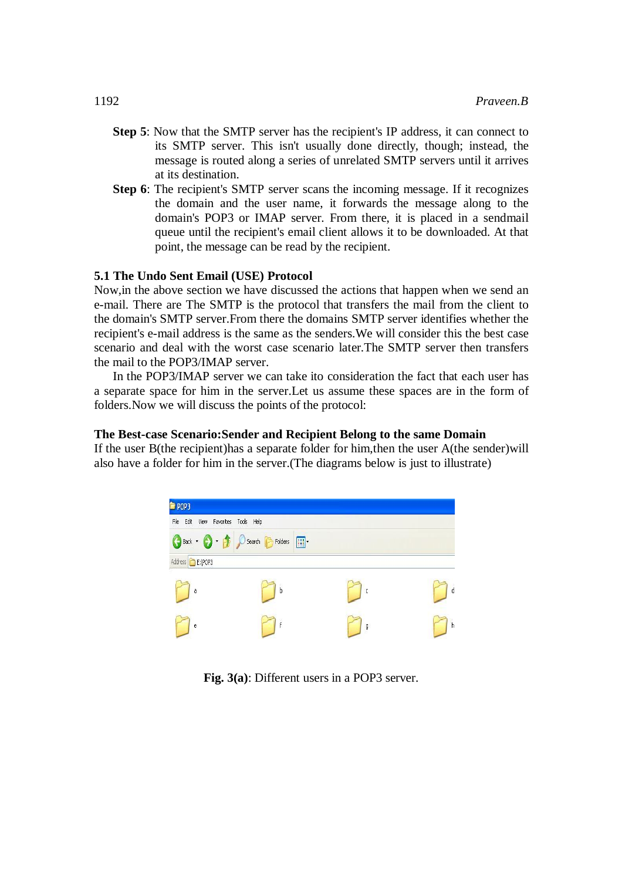**Step 5**: Now that the SMTP server has the recipient's IP address, it can connect to its SMTP server. This isn't usually done directly, though; instead, the message is routed along a series of unrelated SMTP servers until it arrives at its destination.

**Step 6**: The recipient's SMTP server scans the incoming message. If it recognizes the domain and the user name, it forwards the message along to the domain's POP3 or IMAP server. From there, it is placed in a sendmail queue until the recipient's email client allows it to be downloaded. At that point, the message can be read by the recipient.

### 5.1 The Undo Sent Email (USE) Protocol

Now,in the above section we have discussed the actions that happen when we send an e-mail. There are The SMTP is the protocol that transfers the mail from the client to the domain's SMTP server.From there the domains SMTP server identifies whether the recipient's e-mail address is the same as the senders.We will consider this the best case scenario and deal with the worst case scenario later.The SMTP server then transfers the mail to the POP3/IMAP server.

In the POP3/IMAP server we can take ito consideration the fact that each user has a separate space for him in the server.Let us assume these spaces are in the form of folders.Now we will discuss the points of the protocol:

**The Best-case Scenario:Sender and Recipient Belong to the same Domain**

If the user B(the recipient)has a separate folder for him,then the user A(the sender)will also have a folder for him in the server.(The diagrams below is just to illustrate)

**Fig. 3(a)**: Different users in a POP3 server.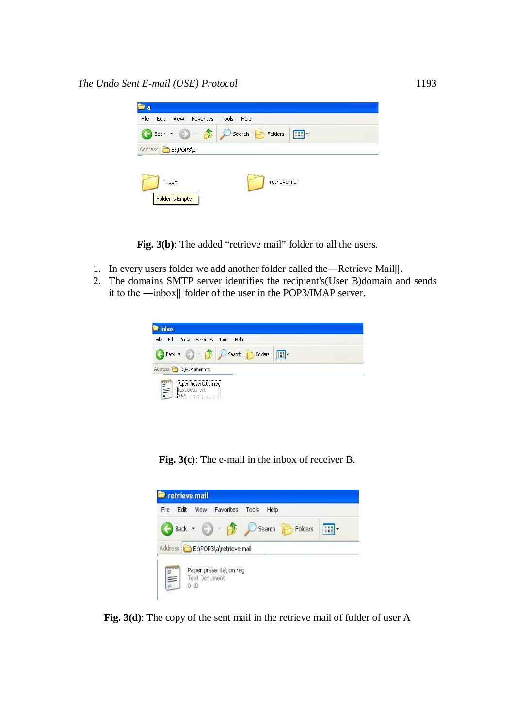**Fig. 3(b)**: The added “retrieve mail” folder to all the users.

1. In every users folder we add another folder called the―Retrieve Mail�||.
2. The domains SMTP server identifies the recipient's(User B)domain and sends it to the ―inbox|| folder of the user in the POP3/IMAP server.

**Fig. 3(c)**: The e-mail in the inbox of receiver B.

**Fig. 3(d)**: The copy of the sent mail in the retrieve mail of folder of user A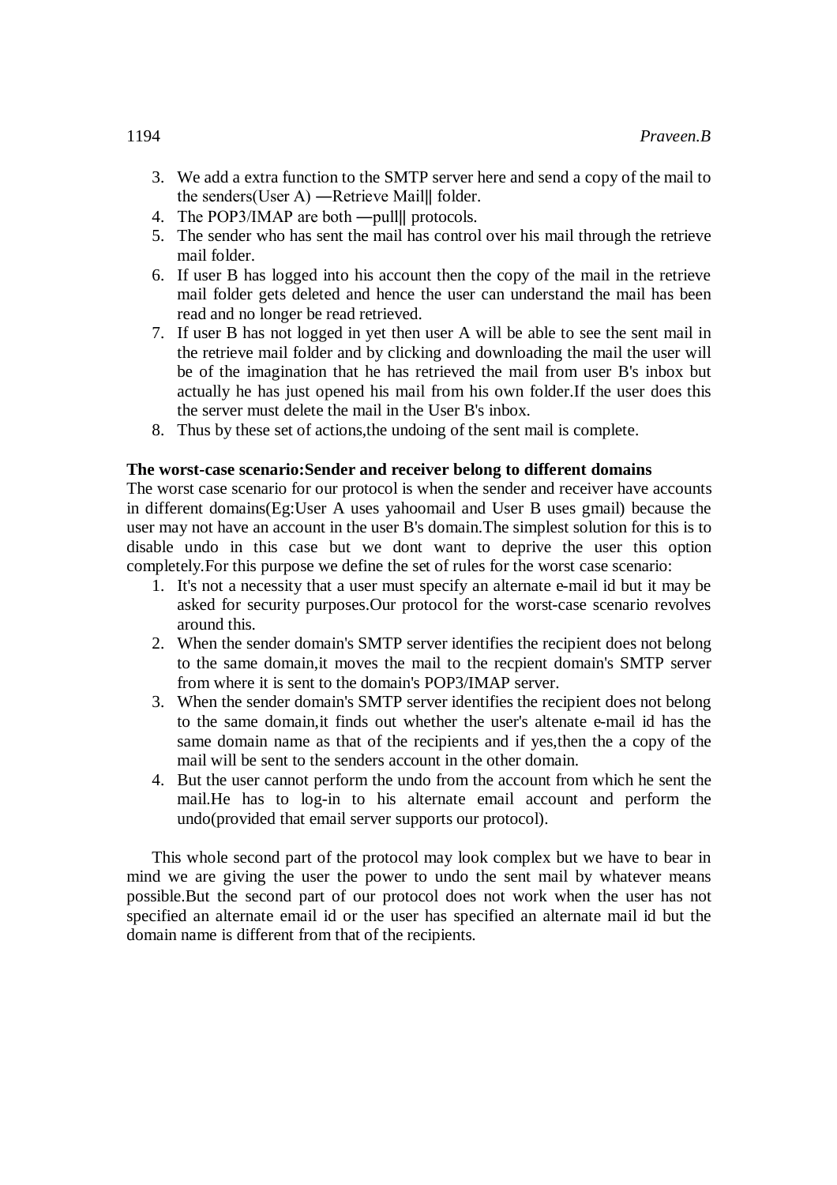3. We add a extra function to the SMTP server here and send a copy of the mail to the senders(User A) ―Retrieve Mail‖ folder.
4. The POP3/IMAP are both ―pull‖ protocols.
5. The sender who has sent the mail has control over his mail through the retrieve mail folder.
6. If user B has logged into his account then the copy of the mail in the retrieve mail folder gets deleted and hence the user can understand the mail has been read and no longer be read retrieved.
7. If user B has not logged in yet then user A will be able to see the sent mail in the retrieve mail folder and by clicking and downloading the mail the user will be of the imagination that he has retrieved the mail from user B's inbox but actually he has just opened his mail from his own folder.If the user does this the server must delete the mail in the User B's inbox.
8. Thus by these set of actions,the undoing of the sent mail is complete.

**The worst-case scenario:Sender and receiver belong to different domains**

The worst case scenario for our protocol is when the sender and receiver have accounts in different domains(Eg:User A uses yahoomail and User B uses gmail) because the user may not have an account in the user B's domain.The simplest solution for this is to disable undo in this case but we dont want to deprive the user this option completely.For this purpose we define the set of rules for the worst case scenario:

1. It's not a necessity that a user must specify an alternate e-mail id but it may be asked for security purposes.Our protocol for the worst-case scenario revolves around this.
2. When the sender domain's SMTP server identifies the recipient does not belong to the same domain,it moves the mail to the recpient domain's SMTP server from where it is sent to the domain's POP3/IMAP server.
3. When the sender domain's SMTP server identifies the recipient does not belong to the same domain,it finds out whether the user's altenate e-mail id has the same domain name as that of the recipients and if yes,then the a copy of the mail will be sent to the senders account in the other domain.
4. But the user cannot perform the undo from the account from which he sent the mail.He has to log-in to his alternate email account and perform the undo(provided that email server supports our protocol).

This whole second part of the protocol may look complex but we have to bear in mind we are giving the user the power to undo the sent mail by whatever means possible.But the second part of our protocol does not work when the user has not specified an alternate email id or the user has specified an alternate mail id but the domain name is different from that of the recipients.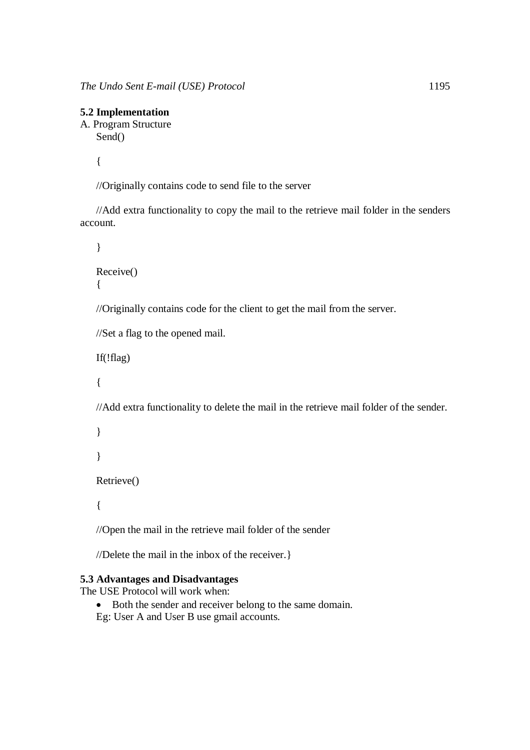## 5.2 Implementation

A. Program Structure

```
Send()

{

//Originally contains code to send file to the server

//Add extra functionality to copy the mail to the retrieve mail folder in the senders account.

}

Receive()
{

//Originally contains code for the client to get the mail from the server.

//Set a flag to the opened mail.

If(!flag)

{

//Add extra functionality to delete the mail in the retrieve mail folder of the sender.

}

}

Retrieve()

{

//Open the mail in the retrieve mail folder of the sender

//Delete the mail in the inbox of the receiver.}
```

## 5.3 Advantages and Disadvantages

The USE Protocol will work when:

- Both the sender and receiver belong to the same domain.

Eg: User A and User B use gmail accounts.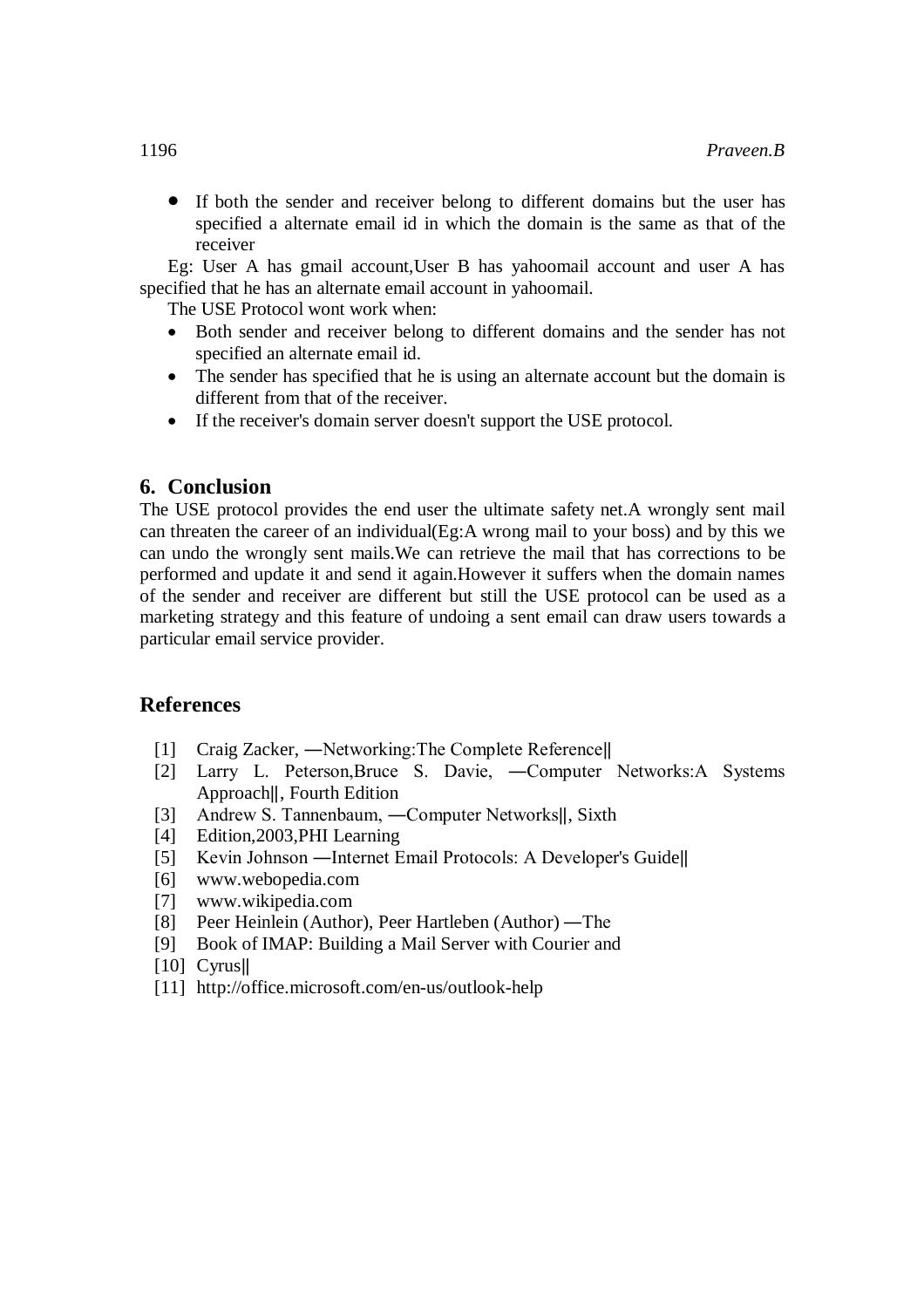- If both the sender and receiver belong to different domains but the user has specified a alternate email id in which the domain is the same as that of the receiver

Eg: User A has gmail account,User B has yahoomail account and user A has specified that he has an alternate email account in yahoomail.

The USE Protocol wont work when:

- Both sender and receiver belong to different domains and the sender has not specified an alternate email id.
- The sender has specified that he is using an alternate account but the domain is different from that of the receiver.
- If the receiver's domain server doesn't support the USE protocol.

## 6. Conclusion

The USE protocol provides the end user the ultimate safety net.A wrongly sent mail can threaten the career of an individual(Eg:A wrong mail to your boss) and by this we can undo the wrongly sent mails.We can retrieve the mail that has corrections to be performed and update it and send it again.However it suffers when the domain names of the sender and receiver are different but still the USE protocol can be used as a marketing strategy and this feature of undoing a sent email can draw users towards a particular email service provider.

## References

[1] Craig Zacker, ―Networking:The Complete Reference‖

[2] Larry L. Peterson,Bruce S. Davie, ―Computer Networks:A Systems Approach‖, Fourth Edition

[3] Andrew S. Tannenbaum, ―Computer Networks‖, Sixth

[4] Edition,2003,PHI Learning

[5] Kevin Johnson ―Internet Email Protocols: A Developer's Guide‖

[6] www.webopedia.com

[7] www.wikipedia.com

[8] Peer Heinlein (Author), Peer Hartleben (Author) ―The

[9] Book of IMAP: Building a Mail Server with Courier and

[10] Cyrus‖

[11] http://office.microsoft.com/en-us/outlook-help